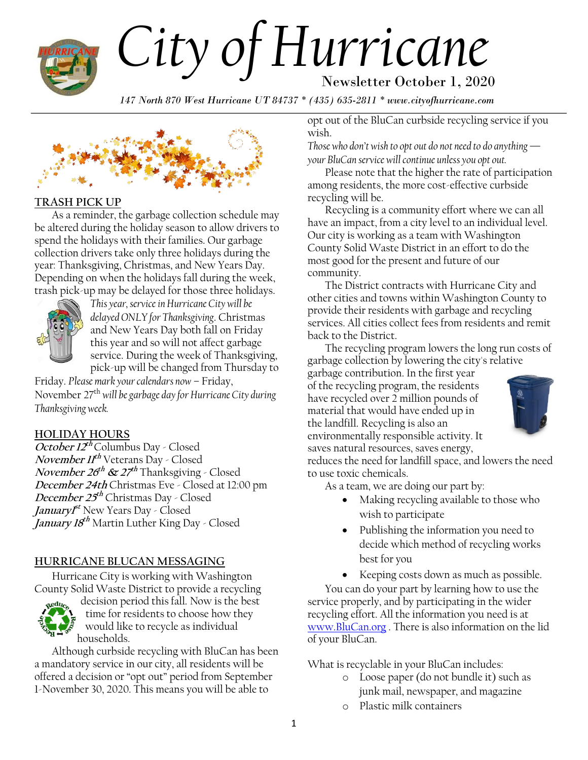# City of Hurricane

Newsletter October 1, 2020

*147 North 870 West Hurricane UT 84737 * (435) 635-2811 * www.cityofhurricane.com*

## TRASH PICK UP

As a reminder, the garbage collection schedule may be altered during the holiday season to allow drivers to spend the holidays with their families. Our garbage collection drivers take only three holidays during the year: Thanksgiving, Christmas, and New Years Day. Depending on when the holidays fall during the week, trash pick-up may be delayed for those three holidays. *This year, service in Hurricane City will be delayed ONLY for Thanksgiving*. Christmas and New Years Day both fall on Friday this year and so will not affect garbage service. During the week of Thanksgiving, pick-up will be changed from Thursday to Friday. *Please mark your calendars now* – Friday, November 27th *will be garbage day for Hurricane City during Thanksgiving week.*

## HOLIDAY HOURS

***October 12th*** Columbus Day - Closed
***November 11th*** Veterans Day - Closed
***November 26th & 27th*** Thanksgiving - Closed
***December 24th*** Christmas Eve - Closed at 12:00 pm
***December 25th*** Christmas Day - Closed
***January 1st*** New Years Day - Closed
***January 18th*** Martin Luther King Day - Closed

## HURRICANE BLUCAN MESSAGING

Hurricane City is working with Washington County Solid Waste District to provide a recycling decision period this fall. Now is the best time for residents to choose how they would like to recycle as individual households.

Although curbside recycling with BluCan has been a mandatory service in our city, all residents will be offered a decision or "opt out" period from September 1-November 30, 2020. This means you will be able to opt out of the BluCan curbside recycling service if you wish.

*Those who don't wish to opt out do not need to do anything — your BluCan service will continue unless you opt out.*

Please note that the higher the rate of participation among residents, the more cost-effective curbside recycling will be.

Recycling is a community effort where we can all have an impact, from a city level to an individual level. Our city is working as a team with Washington County Solid Waste District in an effort to do the most good for the present and future of our community.

The District contracts with Hurricane City and other cities and towns within Washington County to provide their residents with garbage and recycling services. All cities collect fees from residents and remit back to the District.

The recycling program lowers the long run costs of garbage collection by lowering the city's relative garbage contribution. In the first year of the recycling program, the residents have recycled over 2 million pounds of material that would have ended up in the landfill. Recycling is also an environmentally responsible activity. It saves natural resources, saves energy, reduces the need for landfill space, and lowers the need to use toxic chemicals.

As a team, we are doing our part by:

- Making recycling available to those who wish to participate
- Publishing the information you need to decide which method of recycling works best for you
- Keeping costs down as much as possible.

You can do your part by learning how to use the service properly, and by participating in the wider recycling effort. All the information you need is at www.BluCan.org . There is also information on the lid of your BluCan.

What is recyclable in your BluCan includes:

- Loose paper (do not bundle it) such as junk mail, newspaper, and magazine
- Plastic milk containers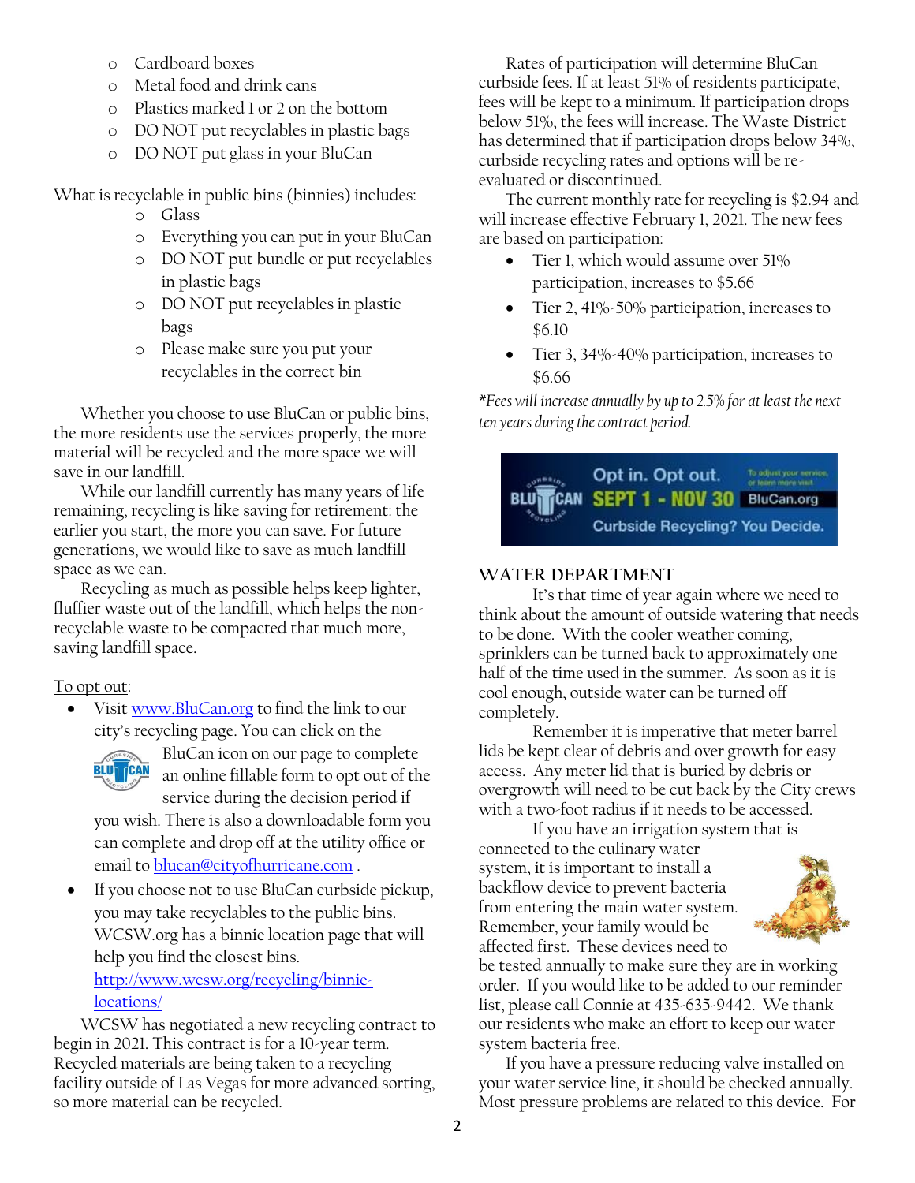- Cardboard boxes
- Metal food and drink cans
- Plastics marked 1 or 2 on the bottom
- DO NOT put recyclables in plastic bags
- DO NOT put glass in your BluCan

What is recyclable in public bins (binnies) includes:

- Glass
- Everything you can put in your BluCan
- DO NOT put bundle or put recyclables in plastic bags
- DO NOT put recyclables in plastic bags
- Please make sure you put your recyclables in the correct bin

Whether you choose to use BluCan or public bins, the more residents use the services properly, the more material will be recycled and the more space we will save in our landfill.

While our landfill currently has many years of life remaining, recycling is like saving for retirement: the earlier you start, the more you can save. For future generations, we would like to save as much landfill space as we can.

Recycling as much as possible helps keep lighter, fluffier waste out of the landfill, which helps the non-recyclable waste to be compacted that much more, saving landfill space.

To opt out:

- Visit www.BluCan.org to find the link to our city's recycling page. You can click on the BluCan icon on our page to complete an online fillable form to opt out of the service during the decision period if you wish. There is also a downloadable form you can complete and drop off at the utility office or email to blucan@cityofhurricane.com .
- If you choose not to use BluCan curbside pickup, you may take recyclables to the public bins. WCSW.org has a binnie location page that will help you find the closest bins. http://www.wcsw.org/recycling/binnie-locations/

WCSW has negotiated a new recycling contract to begin in 2021. This contract is for a 10-year term. Recycled materials are being taken to a recycling facility outside of Las Vegas for more advanced sorting, so more material can be recycled.

Rates of participation will determine BluCan curbside fees. If at least 51% of residents participate, fees will be kept to a minimum. If participation drops below 51%, the fees will increase. The Waste District has determined that if participation drops below 34%, curbside recycling rates and options will be re-evaluated or discontinued.

The current monthly rate for recycling is $2.94 and will increase effective February 1, 2021. The new fees are based on participation:

- Tier 1, which would assume over 51% participation, increases to $5.66
- Tier 2, 41%-50% participation, increases to $6.10
- Tier 3, 34%-40% participation, increases to $6.66

*Fees will increase annually by up to 2.5% for at least the next ten years during the contract period.*

BluCan — Opt in. Opt out. SEPT 1 - NOV 30. To adjust your service, or learn more visit BluCan.org. Curbside Recycling? You Decide.

## WATER DEPARTMENT

It's that time of year again where we need to think about the amount of outside watering that needs to be done. With the cooler weather coming, sprinklers can be turned back to approximately one half of the time used in the summer. As soon as it is cool enough, outside water can be turned off completely.

Remember it is imperative that meter barrel lids be kept clear of debris and over growth for easy access. Any meter lid that is buried by debris or overgrowth will need to be cut back by the City crews with a two-foot radius if it needs to be accessed.

If you have an irrigation system that is connected to the culinary water system, it is important to install a backflow device to prevent bacteria from entering the main water system. Remember, your family would be affected first. These devices need to be tested annually to make sure they are in working order. If you would like to be added to our reminder list, please call Connie at 435-635-9442. We thank our residents who make an effort to keep our water system bacteria free.

If you have a pressure reducing valve installed on your water service line, it should be checked annually. Most pressure problems are related to this device. For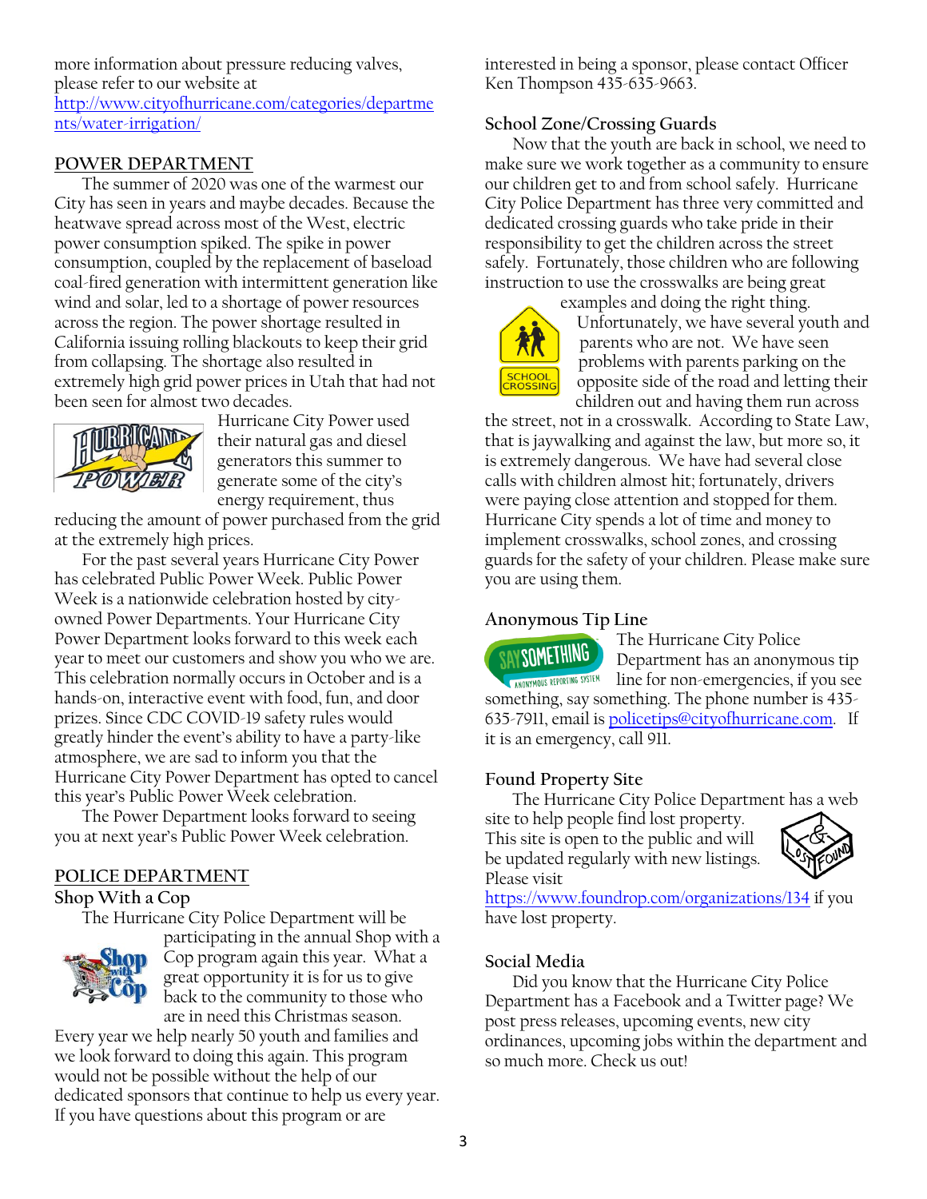more information about pressure reducing valves, please refer to our website at http://www.cityofhurricane.com/categories/departments/water-irrigation/

## POWER DEPARTMENT

The summer of 2020 was one of the warmest our City has seen in years and maybe decades. Because the heatwave spread across most of the West, electric power consumption spiked. The spike in power consumption, coupled by the replacement of baseload coal-fired generation with intermittent generation like wind and solar, led to a shortage of power resources across the region. The power shortage resulted in California issuing rolling blackouts to keep their grid from collapsing. The shortage also resulted in extremely high grid power prices in Utah that had not been seen for almost two decades.

Hurricane City Power used their natural gas and diesel generators this summer to generate some of the city's energy requirement, thus reducing the amount of power purchased from the grid at the extremely high prices.

For the past several years Hurricane City Power has celebrated Public Power Week. Public Power Week is a nationwide celebration hosted by city-owned Power Departments. Your Hurricane City Power Department looks forward to this week each year to meet our customers and show you who we are. This celebration normally occurs in October and is a hands-on, interactive event with food, fun, and door prizes. Since CDC COVID-19 safety rules would greatly hinder the event's ability to have a party-like atmosphere, we are sad to inform you that the Hurricane City Power Department has opted to cancel this year's Public Power Week celebration.

The Power Department looks forward to seeing you at next year's Public Power Week celebration.

## POLICE DEPARTMENT

### Shop With a Cop

The Hurricane City Police Department will be participating in the annual Shop with a Cop program again this year. What a great opportunity it is for us to give back to the community to those who are in need this Christmas season. Every year we help nearly 50 youth and families and we look forward to doing this again. This program would not be possible without the help of our dedicated sponsors that continue to help us every year. If you have questions about this program or are interested in being a sponsor, please contact Officer Ken Thompson 435-635-9663.

### School Zone/Crossing Guards

Now that the youth are back in school, we need to make sure we work together as a community to ensure our children get to and from school safely. Hurricane City Police Department has three very committed and dedicated crossing guards who take pride in their responsibility to get the children across the street safely. Fortunately, those children who are following instruction to use the crosswalks are being great examples and doing the right thing. Unfortunately, we have several youth and parents who are not. We have seen problems with parents parking on the opposite side of the road and letting their children out and having them run across the street, not in a crosswalk. According to State Law, that is jaywalking and against the law, but more so, it is extremely dangerous. We have had several close calls with children almost hit; fortunately, drivers were paying close attention and stopped for them. Hurricane City spends a lot of time and money to implement crosswalks, school zones, and crossing guards for the safety of your children. Please make sure you are using them.

### Anonymous Tip Line

The Hurricane City Police Department has an anonymous tip line for non-emergencies, if you see something, say something. The phone number is 435-635-7911, email is policetips@cityofhurricane.com. If it is an emergency, call 911.

### Found Property Site

The Hurricane City Police Department has a web site to help people find lost property. This site is open to the public and will be updated regularly with new listings. Please visit https://www.foundrop.com/organizations/134 if you have lost property.

### Social Media

Did you know that the Hurricane City Police Department has a Facebook and a Twitter page? We post press releases, upcoming events, new city ordinances, upcoming jobs within the department and so much more. Check us out!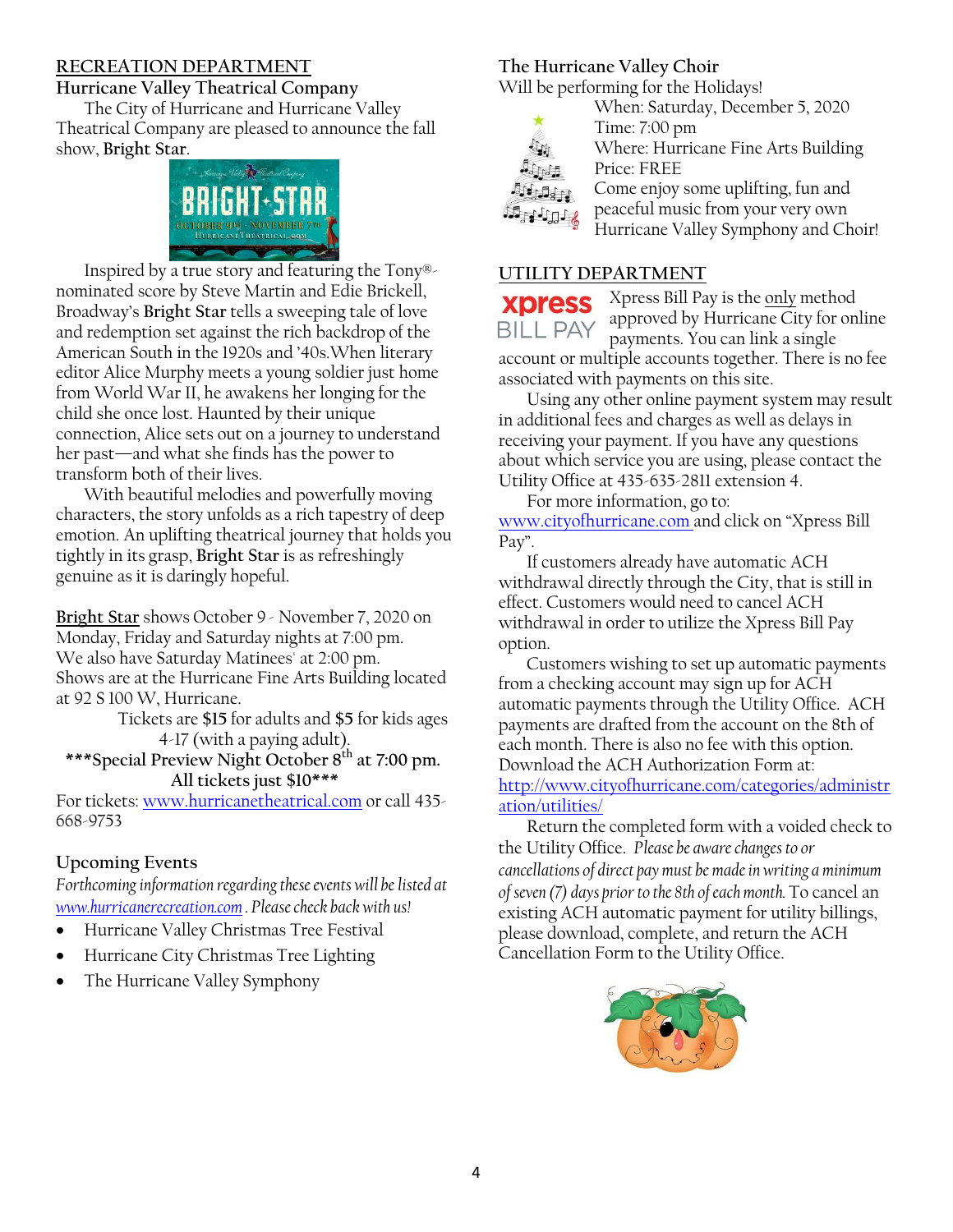## RECREATION DEPARTMENT

### Hurricane Valley Theatrical Company

The City of Hurricane and Hurricane Valley Theatrical Company are pleased to announce the fall show, **Bright Star**.

Inspired by a true story and featuring the Tony®-nominated score by Steve Martin and Edie Brickell, Broadway's **Bright Star** tells a sweeping tale of love and redemption set against the rich backdrop of the American South in the 1920s and '40s.When literary editor Alice Murphy meets a young soldier just home from World War II, he awakens her longing for the child she once lost. Haunted by their unique connection, Alice sets out on a journey to understand her past—and what she finds has the power to transform both of their lives.

With beautiful melodies and powerfully moving characters, the story unfolds as a rich tapestry of deep emotion. An uplifting theatrical journey that holds you tightly in its grasp, **Bright Star** is as refreshingly genuine as it is daringly hopeful.

**Bright Star** shows October 9 - November 7, 2020 on Monday, Friday and Saturday nights at 7:00 pm. We also have Saturday Matinees' at 2:00 pm. Shows are at the Hurricane Fine Arts Building located at 92 S 100 W, Hurricane.

Tickets are **$15** for adults and **$5** for kids ages 4-17 (with a paying adult).

**\*\*\*Special Preview Night October 8th at 7:00 pm. All tickets just $10\*\*\***

For tickets: www.hurricanetheatrical.com or call 435-668-9753

### Upcoming Events

*Forthcoming information regarding these events will be listed at www.hurricanerecreation.com . Please check back with us!*

- Hurricane Valley Christmas Tree Festival
- Hurricane City Christmas Tree Lighting
- The Hurricane Valley Symphony

### The Hurricane Valley Choir

Will be performing for the Holidays!

When: Saturday, December 5, 2020
Time: 7:00 pm
Where: Hurricane Fine Arts Building
Price: FREE
Come enjoy some uplifting, fun and peaceful music from your very own Hurricane Valley Symphony and Choir!

## UTILITY DEPARTMENT

Xpress Bill Pay is the only method approved by Hurricane City for online payments. You can link a single account or multiple accounts together. There is no fee associated with payments on this site.

Using any other online payment system may result in additional fees and charges as well as delays in receiving your payment. If you have any questions about which service you are using, please contact the Utility Office at 435-635-2811 extension 4.

For more information, go to: www.cityofhurricane.com and click on "Xpress Bill Pay".

If customers already have automatic ACH withdrawal directly through the City, that is still in effect. Customers would need to cancel ACH withdrawal in order to utilize the Xpress Bill Pay option.

Customers wishing to set up automatic payments from a checking account may sign up for ACH automatic payments through the Utility Office. ACH payments are drafted from the account on the 8th of each month. There is also no fee with this option. Download the ACH Authorization Form at: http://www.cityofhurricane.com/categories/administration/utilities/

Return the completed form with a voided check to the Utility Office. *Please be aware changes to or cancellations of direct pay must be made in writing a minimum of seven (7) days prior to the 8th of each month.* To cancel an existing ACH automatic payment for utility billings, please download, complete, and return the ACH Cancellation Form to the Utility Office.